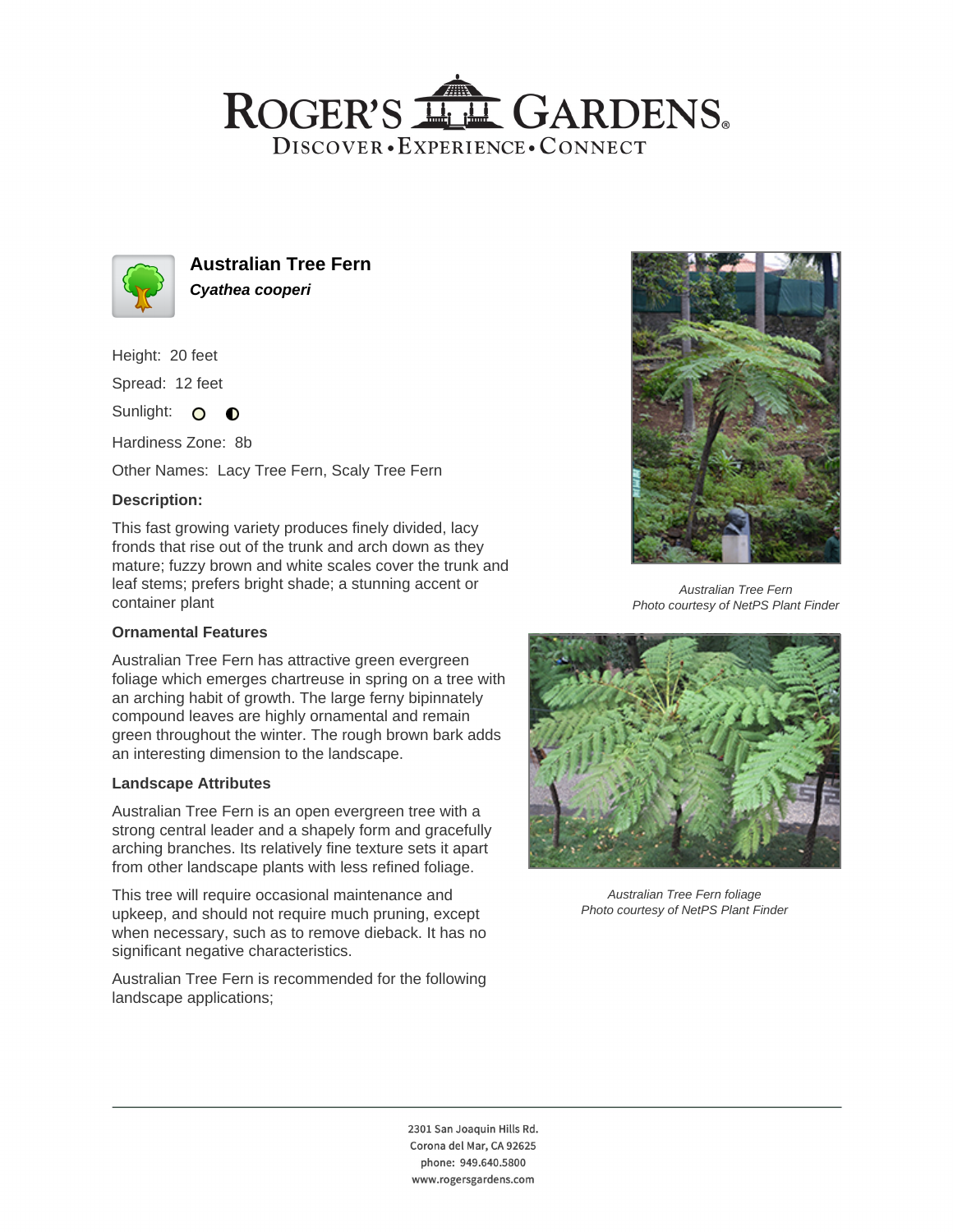# Australian Tree Fern

***Cyathea cooperi***

Height: 20 feet

Spread: 12 feet

Sunlight: ○ ◐

Hardiness Zone: 8b

Other Names: Lacy Tree Fern, Scaly Tree Fern

### Description:

This fast growing variety produces finely divided, lacy fronds that rise out of the trunk and arch down as they mature; fuzzy brown and white scales cover the trunk and leaf stems; prefers bright shade; a stunning accent or container plant

### Ornamental Features

Australian Tree Fern has attractive green evergreen foliage which emerges chartreuse in spring on a tree with an arching habit of growth. The large ferny bipinnately compound leaves are highly ornamental and remain green throughout the winter. The rough brown bark adds an interesting dimension to the landscape.

### Landscape Attributes

Australian Tree Fern is an open evergreen tree with a strong central leader and a shapely form and gracefully arching branches. Its relatively fine texture sets it apart from other landscape plants with less refined foliage.

This tree will require occasional maintenance and upkeep, and should not require much pruning, except when necessary, such as to remove dieback. It has no significant negative characteristics.

Australian Tree Fern is recommended for the following landscape applications;

*Australian Tree Fern*
*Photo courtesy of NetPS Plant Finder*

*Australian Tree Fern foliage*
*Photo courtesy of NetPS Plant Finder*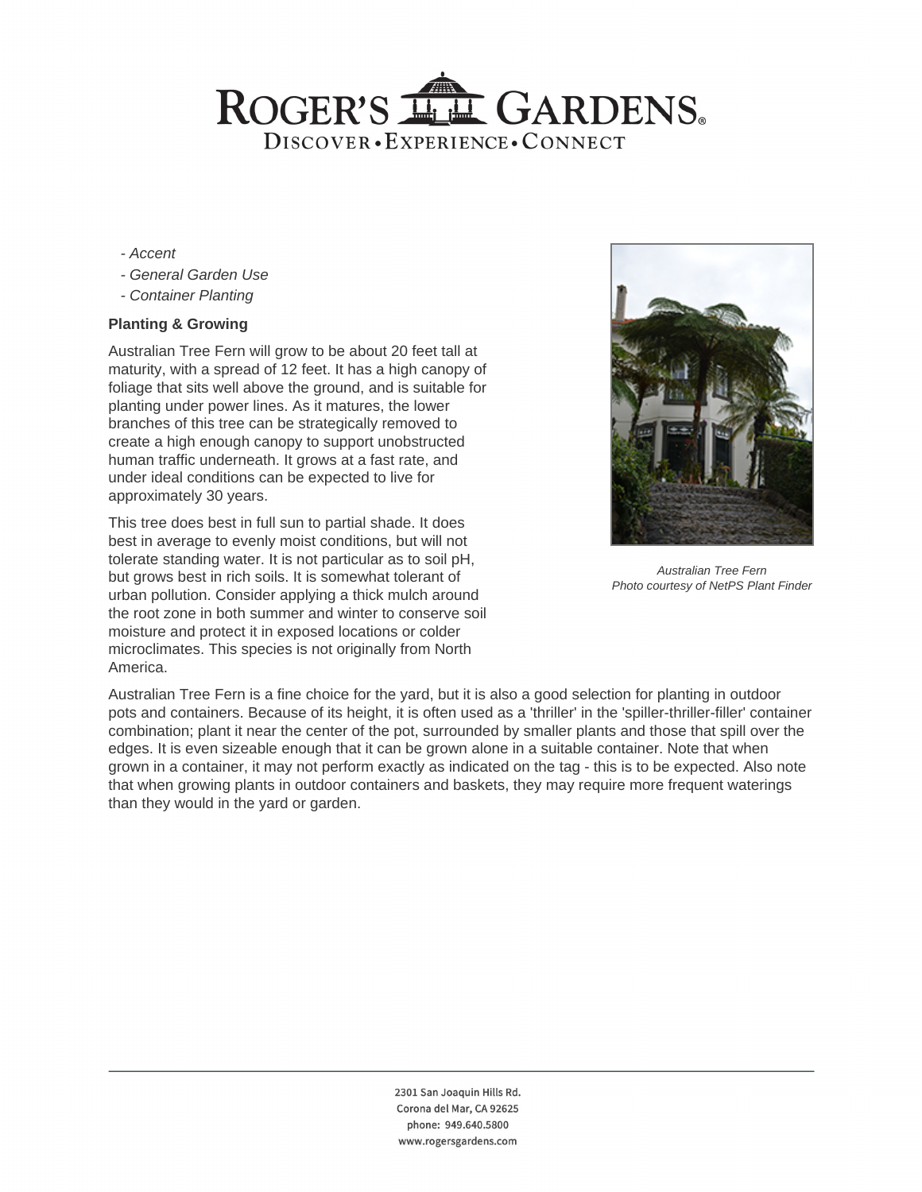- *Accent*
- *General Garden Use*
- *Container Planting*

**Planting & Growing**

Australian Tree Fern will grow to be about 20 feet tall at maturity, with a spread of 12 feet. It has a high canopy of foliage that sits well above the ground, and is suitable for planting under power lines. As it matures, the lower branches of this tree can be strategically removed to create a high enough canopy to support unobstructed human traffic underneath. It grows at a fast rate, and under ideal conditions can be expected to live for approximately 30 years.

This tree does best in full sun to partial shade. It does best in average to evenly moist conditions, but will not tolerate standing water. It is not particular as to soil pH, but grows best in rich soils. It is somewhat tolerant of urban pollution. Consider applying a thick mulch around the root zone in both summer and winter to conserve soil moisture and protect it in exposed locations or colder microclimates. This species is not originally from North America.

*Australian Tree Fern*
*Photo courtesy of NetPS Plant Finder*

Australian Tree Fern is a fine choice for the yard, but it is also a good selection for planting in outdoor pots and containers. Because of its height, it is often used as a 'thriller' in the 'spiller-thriller-filler' container combination; plant it near the center of the pot, surrounded by smaller plants and those that spill over the edges. It is even sizeable enough that it can be grown alone in a suitable container. Note that when grown in a container, it may not perform exactly as indicated on the tag - this is to be expected. Also note that when growing plants in outdoor containers and baskets, they may require more frequent waterings than they would in the yard or garden.